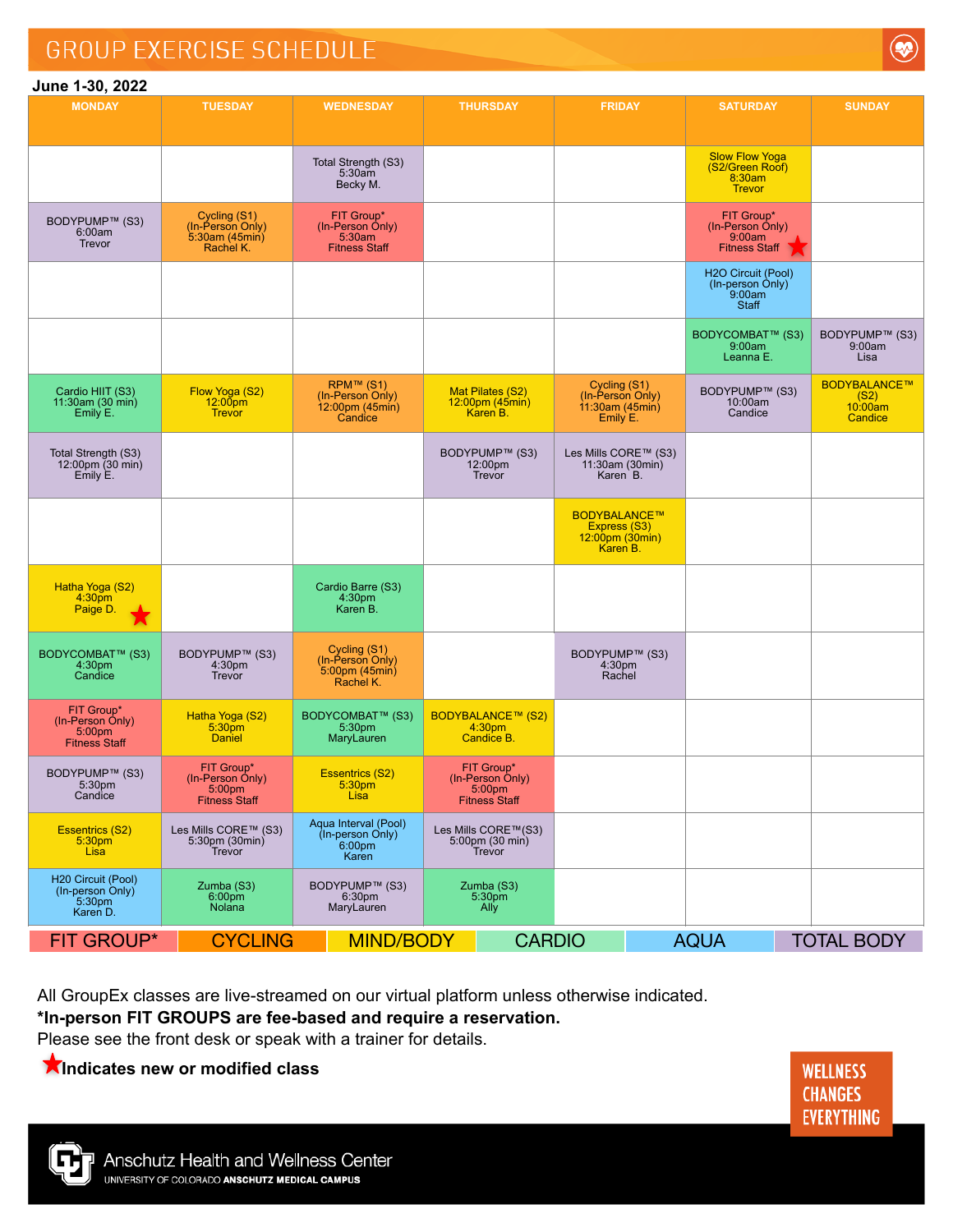# GROUP EXERCISE SCHEDULE

**June 1-30, 2022**

| MONDAY | TUESDAY | WEDNESDAY | THURSDAY | FRIDAY | SATURDAY | SUNDAY |
|---|---|---|---|---|---|---|
| | | Total Strength (S3) 5:30am Becky M. | | | Slow Flow Yoga (S2/Green Roof) 8:30am Trevor | |
| BODYPUMP™ (S3) 6:00am Trevor | Cycling (S1) (In-Person Only) 5:30am (45min) Rachel K. | FIT Group* (In-Person Only) 5:30am Fitness Staff | | | FIT Group* (In-Person Only) 9:00am Fitness Staff ★ | |
| | | | | | H2O Circuit (Pool) (In-person Only) 9:00am Staff | |
| | | | | | BODYCOMBAT™ (S3) 9:00am Leanna E. | BODYPUMP™ (S3) 9:00am Lisa |
| Cardio HIIT (S3) 11:30am (30 min) Emily E. | Flow Yoga (S2) 12:00pm Trevor | RPM™ (S1) (In-Person Only) 12:00pm (45min) Candice | Mat Pilates (S2) 12:00pm (45min) Karen B. | Cycling (S1) (In-Person Only) 11:30am (45min) Emily E. | BODYPUMP™ (S3) 10:00am Candice | BODYBALANCE™ (S2) 10:00am Candice |
| Total Strength (S3) 12:00pm (30 min) Emily E. | | | BODYPUMP™ (S3) 12:00pm Trevor | Les Mills CORE™ (S3) 11:30am (30min) Karen B. | | |
| | | | | BODYBALANCE™ Express (S3) 12:00pm (30min) Karen B. | | |
| Hatha Yoga (S2) 4:30pm Paige D. ★ | | Cardio Barre (S3) 4:30pm Karen B. | | | | |
| BODYCOMBAT™ (S3) 4:30pm Candice | BODYPUMP™ (S3) 4:30pm Trevor | Cycling (S1) (In-Person Only) 5:00pm (45min) Rachel K. | | BODYPUMP™ (S3) 4:30pm Rachel | | |
| FIT Group* (In-Person Only) 5:00pm Fitness Staff | Hatha Yoga (S2) 5:30pm Daniel | BODYCOMBAT™ (S3) 5:30pm MaryLauren | BODYBALANCE™ (S2) 4:30pm Candice B. | | | |
| BODYPUMP™ (S3) 5:30pm Candice | FIT Group* (In-Person Only) 5:00pm Fitness Staff | Essentrics (S2) 5:30pm Lisa | FIT Group* (In-Person Only) 5:00pm Fitness Staff | | | |
| Essentrics (S2) 5:30pm Lisa | Les Mills CORE™ (S3) 5:30pm (30min) Trevor | Aqua Interval (Pool) (In-person Only) 6:00pm Karen | Les Mills CORE™(S3) 5:00pm (30 min) Trevor | | | |
| H20 Circuit (Pool) (In-person Only) 5:30pm Karen D. | Zumba (S3) 6:00pm Nolana | BODYPUMP™ (S3) 6:30pm MaryLauren | Zumba (S3) 5:30pm Ally | | | |

FIT GROUP* | CYCLING | MIND/BODY | CARDIO | AQUA | TOTAL BODY

All GroupEx classes are live-streamed on our virtual platform unless otherwise indicated.

**\*In-person FIT GROUPS are fee-based and require a reservation.**

Please see the front desk or speak with a trainer for details.

★ **Indicates new or modified class**

WELLNESS CHANGES EVERYTHING

Anschutz Health and Wellness Center
UNIVERSITY OF COLORADO ANSCHUTZ MEDICAL CAMPUS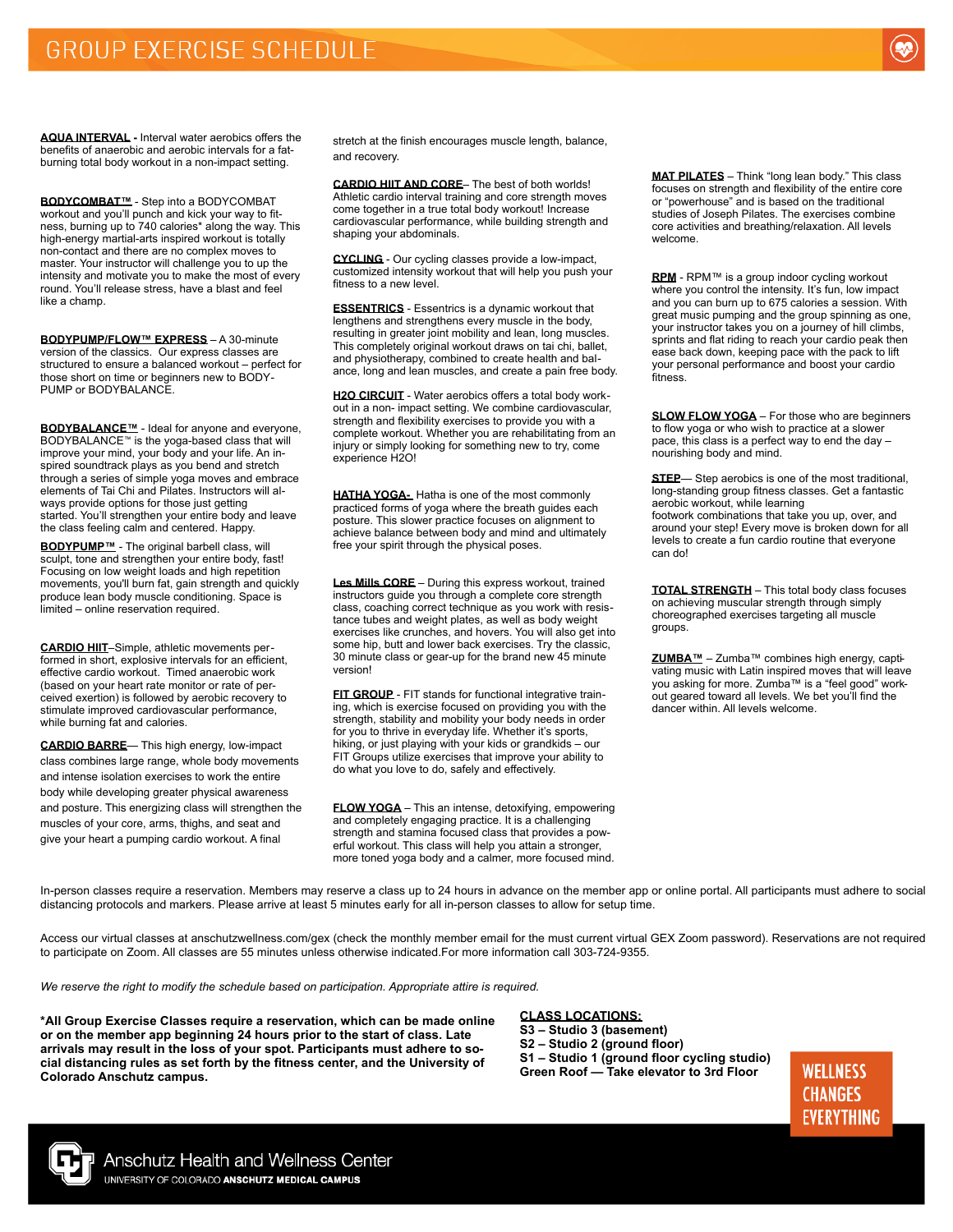# GROUP EXERCISE SCHEDULE

**AQUA INTERVAL** - Interval water aerobics offers the benefits of anaerobic and aerobic intervals for a fat-burning total body workout in a non-impact setting.

**BODYCOMBAT™** - Step into a BODYCOMBAT workout and you'll punch and kick your way to fitness, burning up to 740 calories* along the way. This high-energy martial-arts inspired workout is totally non-contact and there are no complex moves to master. Your instructor will challenge you to up the intensity and motivate you to make the most of every round. You'll release stress, have a blast and feel like a champ.

**BODYPUMP/FLOW™ EXPRESS** – A 30-minute version of the classics. Our express classes are structured to ensure a balanced workout – perfect for those short on time or beginners new to BODYPUMP or BODYBALANCE.

**BODYBALANCE™** - Ideal for anyone and everyone, BODYBALANCE™ is the yoga-based class that will improve your mind, your body and your life. An inspired soundtrack plays as you bend and stretch through a series of simple yoga moves and embrace elements of Tai Chi and Pilates. Instructors will always provide options for those just getting started. You'll strengthen your entire body and leave the class feeling calm and centered. Happy.

**BODYPUMP™** - The original barbell class, will sculpt, tone and strengthen your entire body, fast! Focusing on low weight loads and high repetition movements, you'll burn fat, gain strength and quickly produce lean body muscle conditioning. Space is limited – online reservation required.

**CARDIO HIIT**–Simple, athletic movements performed in short, explosive intervals for an efficient, effective cardio workout. Timed anaerobic work (based on your heart rate monitor or rate of perceived exertion) is followed by aerobic recovery to stimulate improved cardiovascular performance, while burning fat and calories.

**CARDIO BARRE**— This high energy, low-impact class combines large range, whole body movements and intense isolation exercises to work the entire body while developing greater physical awareness and posture. This energizing class will strengthen the muscles of your core, arms, thighs, and seat and give your heart a pumping cardio workout. A final stretch at the finish encourages muscle length, balance, and recovery.

**CARDIO HIIT AND CORE**– The best of both worlds! Athletic cardio interval training and core strength moves come together in a true total body workout! Increase cardiovascular performance, while building strength and shaping your abdominals.

**CYCLING** - Our cycling classes provide a low-impact, customized intensity workout that will help you push your fitness to a new level.

**ESSENTRICS** - Essentrics is a dynamic workout that lengthens and strengthens every muscle in the body, resulting in greater joint mobility and lean, long muscles. This completely original workout draws on tai chi, ballet, and physiotherapy, combined to create health and balance, long and lean muscles, and create a pain free body.

**H2O CIRCUIT** - Water aerobics offers a total body workout in a non- impact setting. We combine cardiovascular, strength and flexibility exercises to provide you with a complete workout. Whether you are rehabilitating from an injury or simply looking for something new to try, come experience H2O!

**HATHA YOGA-** Hatha is one of the most commonly practiced forms of yoga where the breath guides each posture. This slower practice focuses on alignment to achieve balance between body and mind and ultimately free your spirit through the physical poses.

**Les Mills CORE** – During this express workout, trained instructors guide you through a complete core strength class, coaching correct technique as you work with resistance tubes and weight plates, as well as body weight exercises like crunches, and hovers. You will also get into some hip, butt and lower back exercises. Try the classic, 30 minute class or gear-up for the brand new 45 minute version!

**FIT GROUP** - FIT stands for functional integrative training, which is exercise focused on providing you with the strength, stability and mobility your body needs in order for you to thrive in everyday life. Whether it's sports, hiking, or just playing with your kids or grandkids – our FIT Groups utilize exercises that improve your ability to do what you love to do, safely and effectively.

**FLOW YOGA** – This an intense, detoxifying, empowering and completely engaging practice. It is a challenging strength and stamina focused class that provides a powerful workout. This class will help you attain a stronger, more toned yoga body and a calmer, more focused mind.

**MAT PILATES** – Think "long lean body." This class focuses on strength and flexibility of the entire core or "powerhouse" and is based on the traditional studies of Joseph Pilates. The exercises combine core activities and breathing/relaxation. All levels welcome.

**RPM** - RPM™ is a group indoor cycling workout where you control the intensity. It's fun, low impact and you can burn up to 675 calories a session. With great music pumping and the group spinning as one, your instructor takes you on a journey of hill climbs, sprints and flat riding to reach your cardio peak then ease back down, keeping pace with the pack to lift your personal performance and boost your cardio fitness.

**SLOW FLOW YOGA** – For those who are beginners to flow yoga or who wish to practice at a slower pace, this class is a perfect way to end the day – nourishing body and mind.

**STEP**— Step aerobics is one of the most traditional, long-standing group fitness classes. Get a fantastic aerobic workout, while learning footwork combinations that take you up, over, and around your step! Every move is broken down for all levels to create a fun cardio routine that everyone can do!

**TOTAL STRENGTH** – This total body class focuses on achieving muscular strength through simply choreographed exercises targeting all muscle groups.

**ZUMBA™** – Zumba™ combines high energy, captivating music with Latin inspired moves that will leave you asking for more. Zumba™ is a "feel good" workout geared toward all levels. We bet you'll find the dancer within. All levels welcome.

In-person classes require a reservation. Members may reserve a class up to 24 hours in advance on the member app or online portal. All participants must adhere to social distancing protocols and markers. Please arrive at least 5 minutes early for all in-person classes to allow for setup time.

Access our virtual classes at anschutzwellness.com/gex (check the monthly member email for the must current virtual GEX Zoom password). Reservations are not required to participate on Zoom. All classes are 55 minutes unless otherwise indicated.For more information call 303-724-9355.

*We reserve the right to modify the schedule based on participation. Appropriate attire is required.*

**\*All Group Exercise Classes require a reservation, which can be made online or on the member app beginning 24 hours prior to the start of class. Late arrivals may result in the loss of your spot. Participants must adhere to social distancing rules as set forth by the fitness center, and the University of Colorado Anschutz campus.**

**CLASS LOCATIONS:**
**S3 – Studio 3 (basement)**
**S2 – Studio 2 (ground floor)**
**S1 – Studio 1 (ground floor cycling studio)**
**Green Roof — Take elevator to 3rd Floor**

WELLNESS CHANGES EVERYTHING

Anschutz Health and Wellness Center
UNIVERSITY OF COLORADO ANSCHUTZ MEDICAL CAMPUS